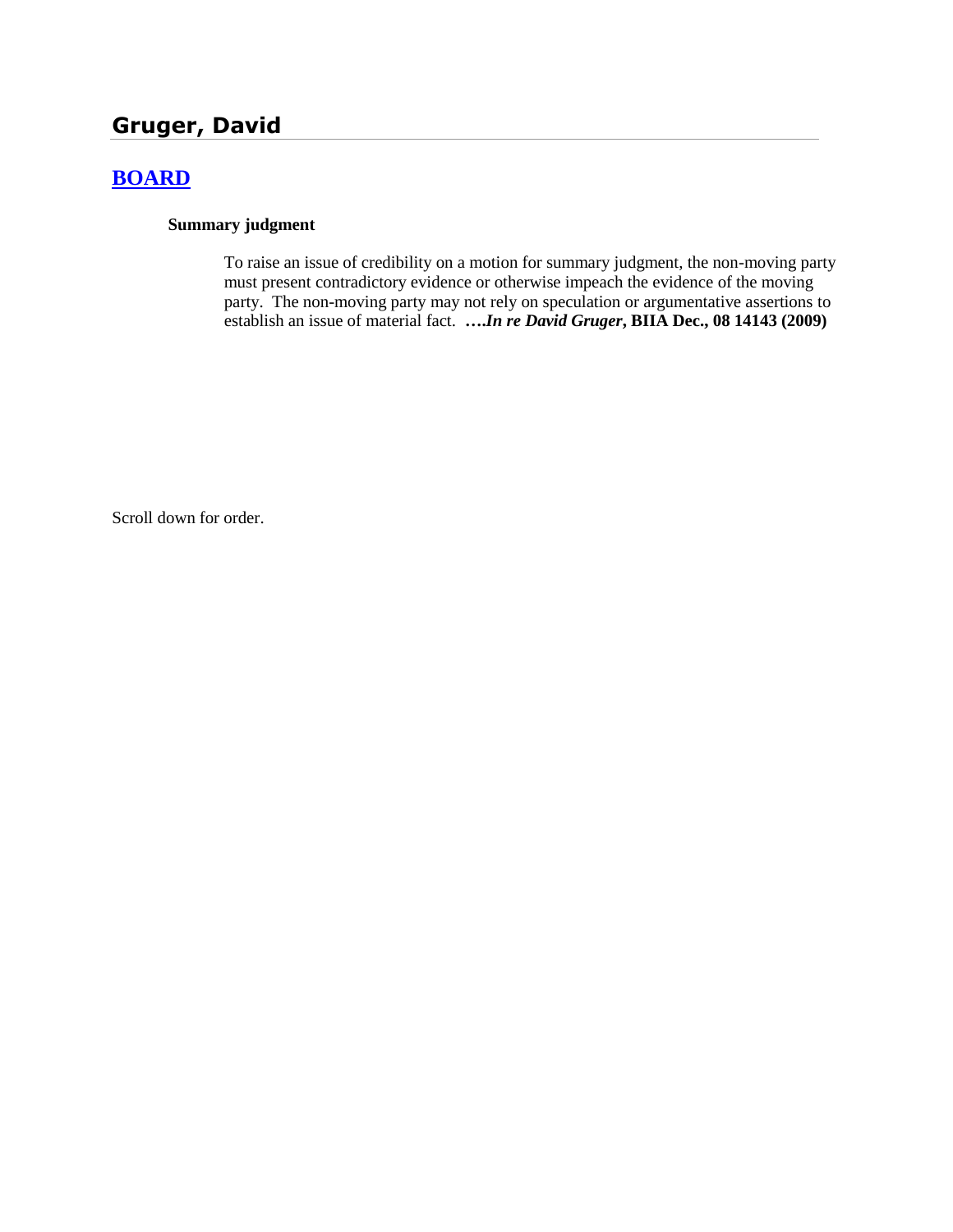# Gruger, David

## [BOARD]

### Summary judgment

To raise an issue of credibility on a motion for summary judgment, the non-moving party must present contradictory evidence or otherwise impeach the evidence of the moving party. The non-moving party may not rely on speculation or argumentative assertions to establish an issue of material fact. **….*In re David Gruger*, BIIA Dec., 08 14143 (2009)**

Scroll down for order.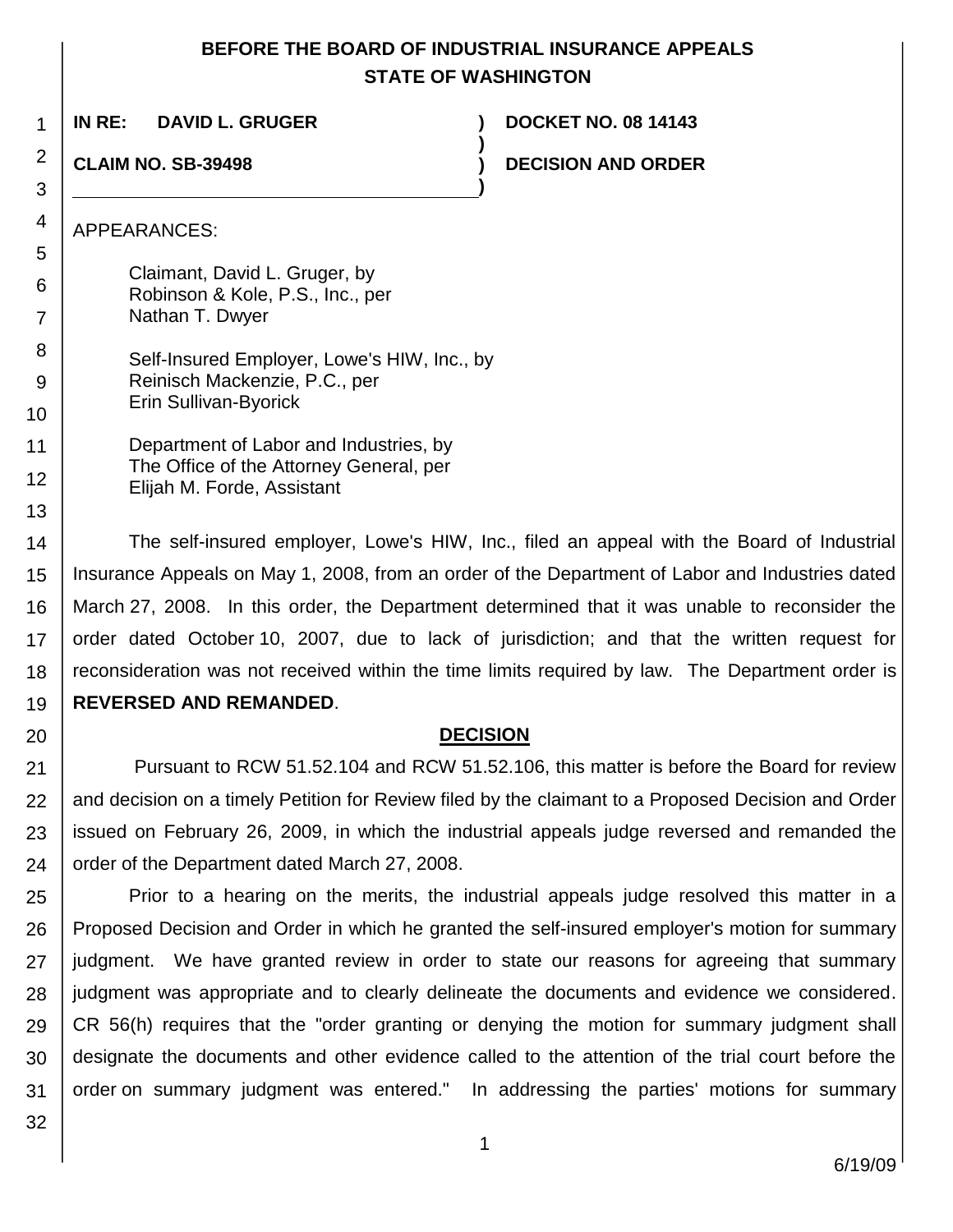# BEFORE THE BOARD OF INDUSTRIAL INSURANCE APPEALS
# STATE OF WASHINGTON

**IN RE: DAVID L. GRUGER** ) **DOCKET NO. 08 14143**

**CLAIM NO. SB-39498** ) **DECISION AND ORDER**

APPEARANCES:

Claimant, David L. Gruger, by
Robinson & Kole, P.S., Inc., per
Nathan T. Dwyer

Self-Insured Employer, Lowe's HIW, Inc., by
Reinisch Mackenzie, P.C., per
Erin Sullivan-Byorick

Department of Labor and Industries, by
The Office of the Attorney General, per
Elijah M. Forde, Assistant

The self-insured employer, Lowe's HIW, Inc., filed an appeal with the Board of Industrial Insurance Appeals on May 1, 2008, from an order of the Department of Labor and Industries dated March 27, 2008. In this order, the Department determined that it was unable to reconsider the order dated October 10, 2007, due to lack of jurisdiction; and that the written request for reconsideration was not received within the time limits required by law. The Department order is **REVERSED AND REMANDED**.

## DECISION

Pursuant to RCW 51.52.104 and RCW 51.52.106, this matter is before the Board for review and decision on a timely Petition for Review filed by the claimant to a Proposed Decision and Order issued on February 26, 2009, in which the industrial appeals judge reversed and remanded the order of the Department dated March 27, 2008.

Prior to a hearing on the merits, the industrial appeals judge resolved this matter in a Proposed Decision and Order in which he granted the self-insured employer's motion for summary judgment. We have granted review in order to state our reasons for agreeing that summary judgment was appropriate and to clearly delineate the documents and evidence we considered. CR 56(h) requires that the "order granting or denying the motion for summary judgment shall designate the documents and other evidence called to the attention of the trial court before the order on summary judgment was entered." In addressing the parties' motions for summary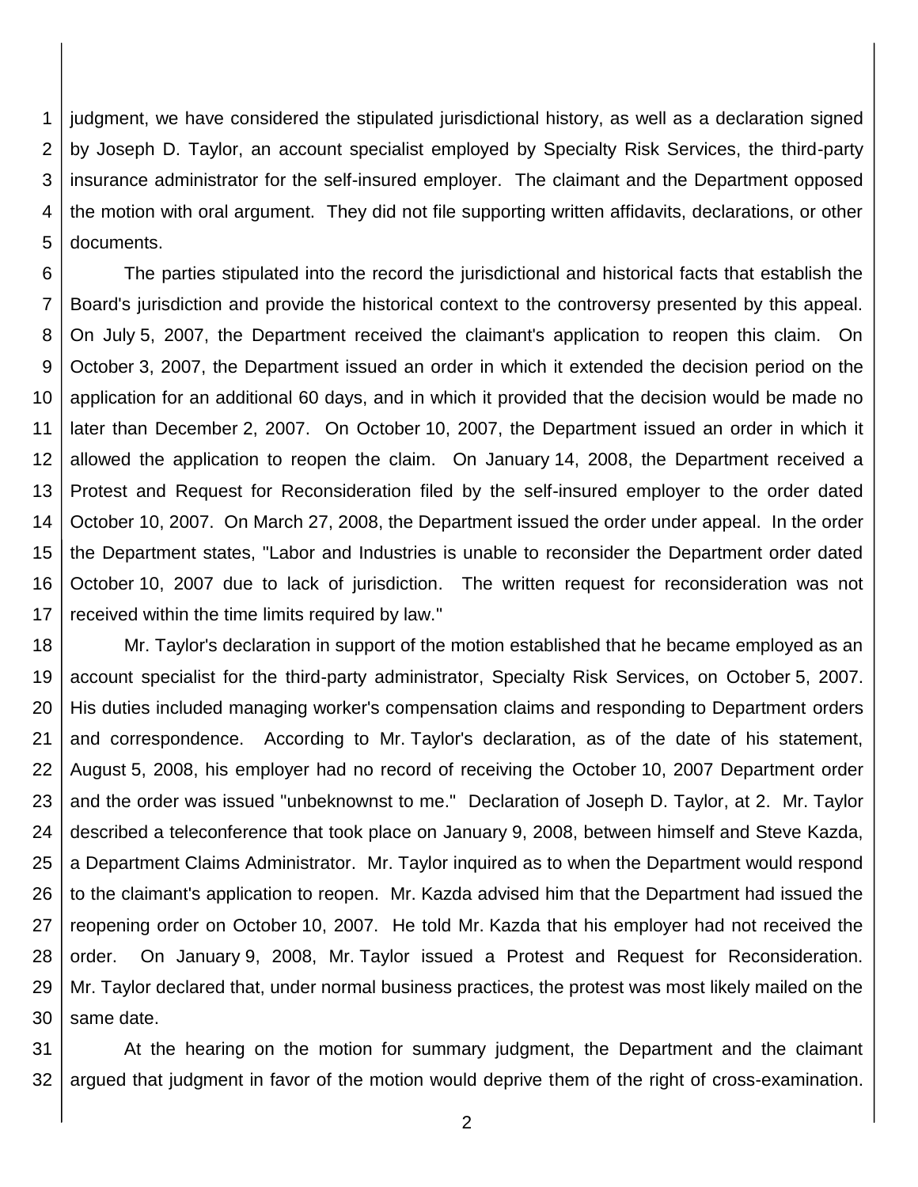judgment, we have considered the stipulated jurisdictional history, as well as a declaration signed by Joseph D. Taylor, an account specialist employed by Specialty Risk Services, the third-party insurance administrator for the self-insured employer. The claimant and the Department opposed the motion with oral argument. They did not file supporting written affidavits, declarations, or other documents.

The parties stipulated into the record the jurisdictional and historical facts that establish the Board's jurisdiction and provide the historical context to the controversy presented by this appeal. On July 5, 2007, the Department received the claimant's application to reopen this claim. On October 3, 2007, the Department issued an order in which it extended the decision period on the application for an additional 60 days, and in which it provided that the decision would be made no later than December 2, 2007. On October 10, 2007, the Department issued an order in which it allowed the application to reopen the claim. On January 14, 2008, the Department received a Protest and Request for Reconsideration filed by the self-insured employer to the order dated October 10, 2007. On March 27, 2008, the Department issued the order under appeal. In the order the Department states, "Labor and Industries is unable to reconsider the Department order dated October 10, 2007 due to lack of jurisdiction. The written request for reconsideration was not received within the time limits required by law."

Mr. Taylor's declaration in support of the motion established that he became employed as an account specialist for the third-party administrator, Specialty Risk Services, on October 5, 2007. His duties included managing worker's compensation claims and responding to Department orders and correspondence. According to Mr. Taylor's declaration, as of the date of his statement, August 5, 2008, his employer had no record of receiving the October 10, 2007 Department order and the order was issued "unbeknownst to me." Declaration of Joseph D. Taylor, at 2. Mr. Taylor described a teleconference that took place on January 9, 2008, between himself and Steve Kazda, a Department Claims Administrator. Mr. Taylor inquired as to when the Department would respond to the claimant's application to reopen. Mr. Kazda advised him that the Department had issued the reopening order on October 10, 2007. He told Mr. Kazda that his employer had not received the order. On January 9, 2008, Mr. Taylor issued a Protest and Request for Reconsideration. Mr. Taylor declared that, under normal business practices, the protest was most likely mailed on the same date.

At the hearing on the motion for summary judgment, the Department and the claimant argued that judgment in favor of the motion would deprive them of the right of cross-examination.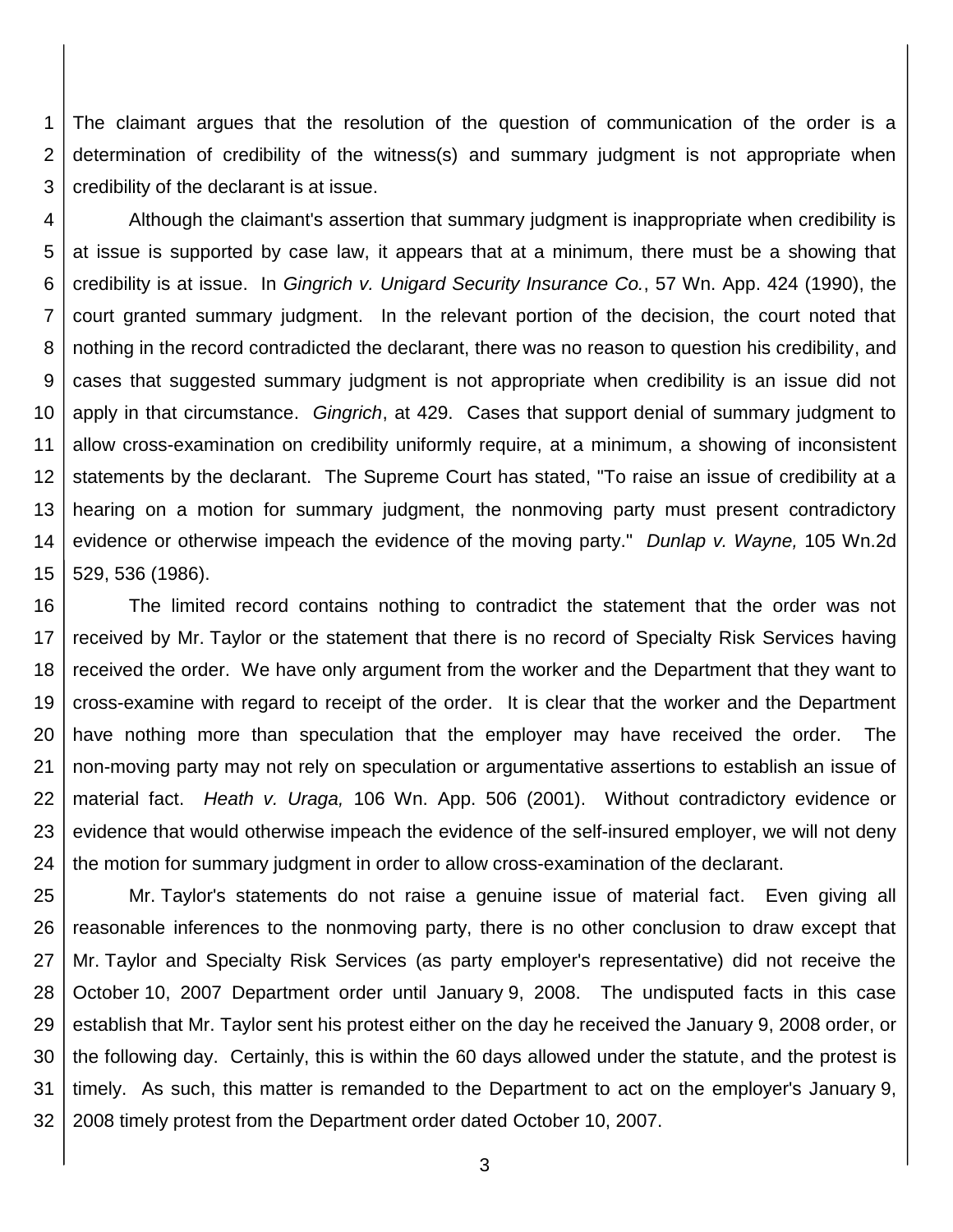The claimant argues that the resolution of the question of communication of the order is a determination of credibility of the witness(s) and summary judgment is not appropriate when credibility of the declarant is at issue.

Although the claimant's assertion that summary judgment is inappropriate when credibility is at issue is supported by case law, it appears that at a minimum, there must be a showing that credibility is at issue. In *Gingrich v. Unigard Security Insurance Co.*, 57 Wn. App. 424 (1990), the court granted summary judgment. In the relevant portion of the decision, the court noted that nothing in the record contradicted the declarant, there was no reason to question his credibility, and cases that suggested summary judgment is not appropriate when credibility is an issue did not apply in that circumstance. *Gingrich*, at 429. Cases that support denial of summary judgment to allow cross-examination on credibility uniformly require, at a minimum, a showing of inconsistent statements by the declarant. The Supreme Court has stated, "To raise an issue of credibility at a hearing on a motion for summary judgment, the nonmoving party must present contradictory evidence or otherwise impeach the evidence of the moving party." *Dunlap v. Wayne,* 105 Wn.2d 529, 536 (1986).

The limited record contains nothing to contradict the statement that the order was not received by Mr. Taylor or the statement that there is no record of Specialty Risk Services having received the order. We have only argument from the worker and the Department that they want to cross-examine with regard to receipt of the order. It is clear that the worker and the Department have nothing more than speculation that the employer may have received the order. The non-moving party may not rely on speculation or argumentative assertions to establish an issue of material fact. *Heath v. Uraga,* 106 Wn. App. 506 (2001). Without contradictory evidence or evidence that would otherwise impeach the evidence of the self-insured employer, we will not deny the motion for summary judgment in order to allow cross-examination of the declarant.

Mr. Taylor's statements do not raise a genuine issue of material fact. Even giving all reasonable inferences to the nonmoving party, there is no other conclusion to draw except that Mr. Taylor and Specialty Risk Services (as party employer's representative) did not receive the October 10, 2007 Department order until January 9, 2008. The undisputed facts in this case establish that Mr. Taylor sent his protest either on the day he received the January 9, 2008 order, or the following day. Certainly, this is within the 60 days allowed under the statute, and the protest is timely. As such, this matter is remanded to the Department to act on the employer's January 9, 2008 timely protest from the Department order dated October 10, 2007.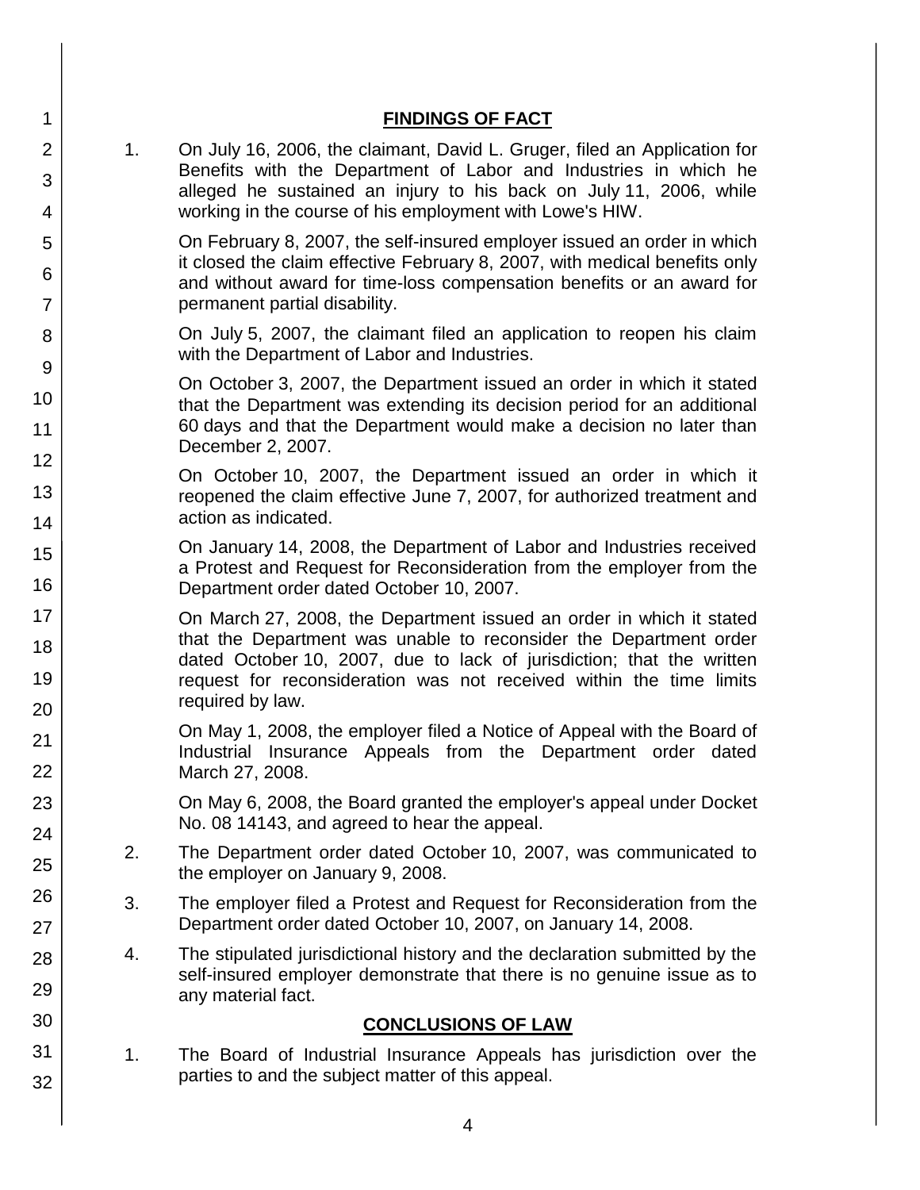## FINDINGS OF FACT

1. On July 16, 2006, the claimant, David L. Gruger, filed an Application for Benefits with the Department of Labor and Industries in which he alleged he sustained an injury to his back on July 11, 2006, while working in the course of his employment with Lowe's HIW.

   On February 8, 2007, the self-insured employer issued an order in which it closed the claim effective February 8, 2007, with medical benefits only and without award for time-loss compensation benefits or an award for permanent partial disability.

   On July 5, 2007, the claimant filed an application to reopen his claim with the Department of Labor and Industries.

   On October 3, 2007, the Department issued an order in which it stated that the Department was extending its decision period for an additional 60 days and that the Department would make a decision no later than December 2, 2007.

   On October 10, 2007, the Department issued an order in which it reopened the claim effective June 7, 2007, for authorized treatment and action as indicated.

   On January 14, 2008, the Department of Labor and Industries received a Protest and Request for Reconsideration from the employer from the Department order dated October 10, 2007.

   On March 27, 2008, the Department issued an order in which it stated that the Department was unable to reconsider the Department order dated October 10, 2007, due to lack of jurisdiction; that the written request for reconsideration was not received within the time limits required by law.

   On May 1, 2008, the employer filed a Notice of Appeal with the Board of Industrial Insurance Appeals from the Department order dated March 27, 2008.

   On May 6, 2008, the Board granted the employer's appeal under Docket No. 08 14143, and agreed to hear the appeal.

2. The Department order dated October 10, 2007, was communicated to the employer on January 9, 2008.

3. The employer filed a Protest and Request for Reconsideration from the Department order dated October 10, 2007, on January 14, 2008.

4. The stipulated jurisdictional history and the declaration submitted by the self-insured employer demonstrate that there is no genuine issue as to any material fact.

## CONCLUSIONS OF LAW

1. The Board of Industrial Insurance Appeals has jurisdiction over the parties to and the subject matter of this appeal.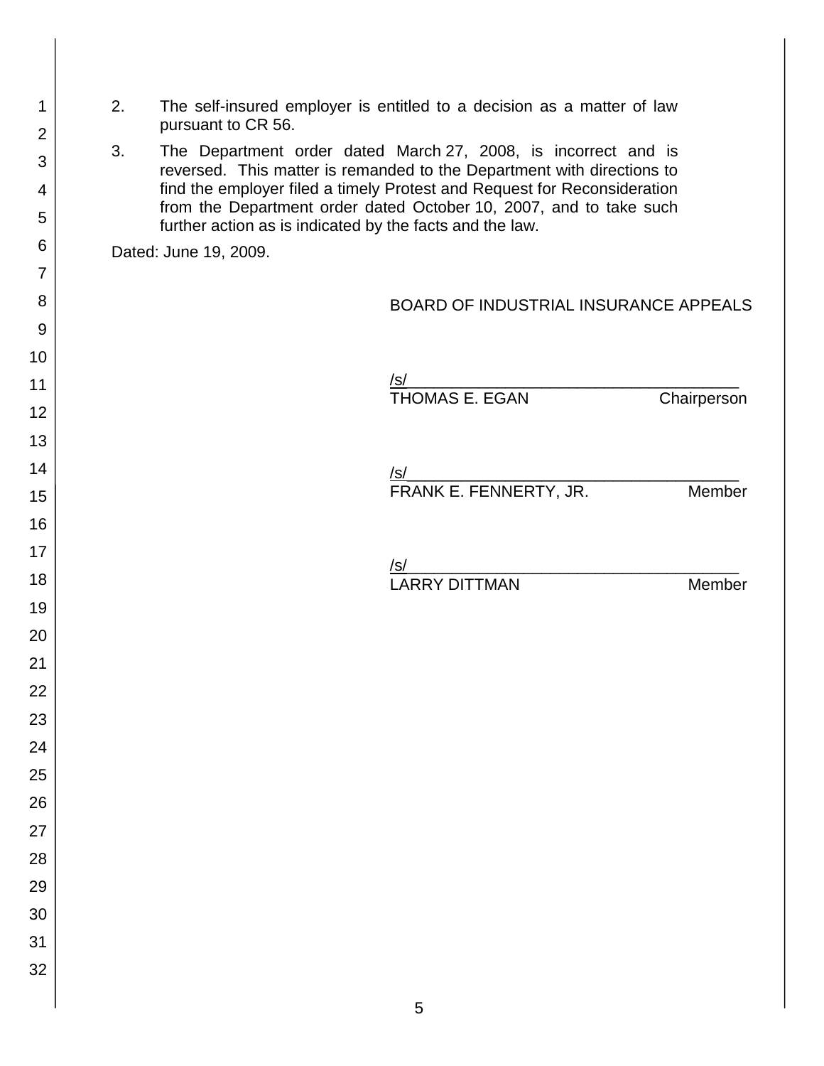2. The self-insured employer is entitled to a decision as a matter of law pursuant to CR 56.

3. The Department order dated March 27, 2008, is incorrect and is reversed. This matter is remanded to the Department with directions to find the employer filed a timely Protest and Request for Reconsideration from the Department order dated October 10, 2007, and to take such further action as is indicated by the facts and the law.

Dated: June 19, 2009.

BOARD OF INDUSTRIAL INSURANCE APPEALS

/s/
THOMAS E. EGAN Chairperson

/s/
FRANK E. FENNERTY, JR. Member

/s/
LARRY DITTMAN Member